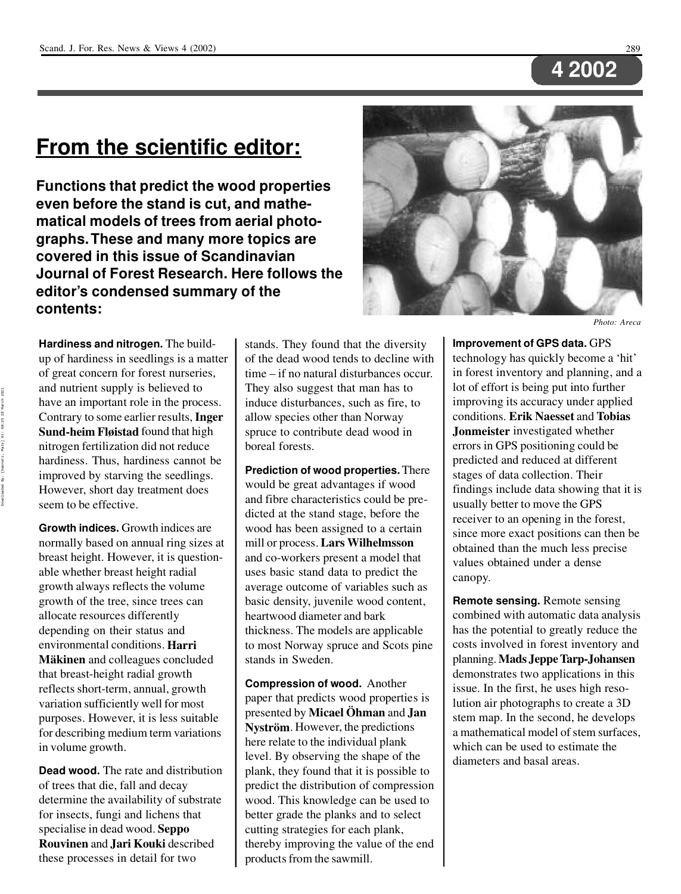## From the scientific editor:

**Functions that predict the wood properties even before the stand is cut, and mathematical models of trees from aerial photographs. These and many more topics are covered in this issue of Scandinavian Journal of Forest Research. Here follows the editor's condensed summary of the contents:**

*Photo: Areca*

**Hardiness and nitrogen.** The build-up of hardiness in seedlings is a matter of great concern for forest nurseries, and nutrient supply is believed to have an important role in the process. Contrary to some earlier results, **Inger Sund-heim Fløistad** found that high nitrogen fertilization did not reduce hardiness. Thus, hardiness cannot be improved by starving the seedlings. However, short day treatment does seem to be effective.

**Growth indices.** Growth indices are normally based on annual ring sizes at breast height. However, it is questionable whether breast height radial growth always reflects the volume growth of the tree, since trees can allocate resources differently depending on their status and environmental conditions. **Harri Mäkinen** and colleagues concluded that breast-height radial growth reflects short-term, annual, growth variation sufficiently well for most purposes. However, it is less suitable for describing medium term variations in volume growth.

**Dead wood.** The rate and distribution of trees that die, fall and decay determine the availability of substrate for insects, fungi and lichens that specialise in dead wood. **Seppo Rouvinen** and **Jari Kouki** described these processes in detail for two stands. They found that the diversity of the dead wood tends to decline with time – if no natural disturbances occur. They also suggest that man has to induce disturbances, such as fire, to allow species other than Norway spruce to contribute dead wood in boreal forests.

**Prediction of wood properties.** There would be great advantages if wood and fibre characteristics could be predicted at the stand stage, before the wood has been assigned to a certain mill or process. **Lars Wilhelmsson** and co-workers present a model that uses basic stand data to predict the average outcome of variables such as basic density, juvenile wood content, heartwood diameter and bark thickness. The models are applicable to most Norway spruce and Scots pine stands in Sweden.

**Compression of wood.** Another paper that predicts wood properties is presented by **Micael Öhman** and **Jan Nyström**. However, the predictions here relate to the individual plank level. By observing the shape of the plank, they found that it is possible to predict the distribution of compression wood. This knowledge can be used to better grade the planks and to select cutting strategies for each plank, thereby improving the value of the end products from the sawmill.

**Improvement of GPS data.** GPS technology has quickly become a 'hit' in forest inventory and planning, and a lot of effort is being put into further improving its accuracy under applied conditions. **Erik Naesset** and **Tobias Jonmeister** investigated whether errors in GPS positioning could be predicted and reduced at different stages of data collection. Their findings include data showing that it is usually better to move the GPS receiver to an opening in the forest, since more exact positions can then be obtained than the much less precise values obtained under a dense canopy.

**Remote sensing.** Remote sensing combined with automatic data analysis has the potential to greatly reduce the costs involved in forest inventory and planning. **Mads Jeppe Tarp-Johansen** demonstrates two applications in this issue. In the first, he uses high resolution air photographs to create a 3D stem map. In the second, he develops a mathematical model of stem surfaces, which can be used to estimate the diameters and basal areas.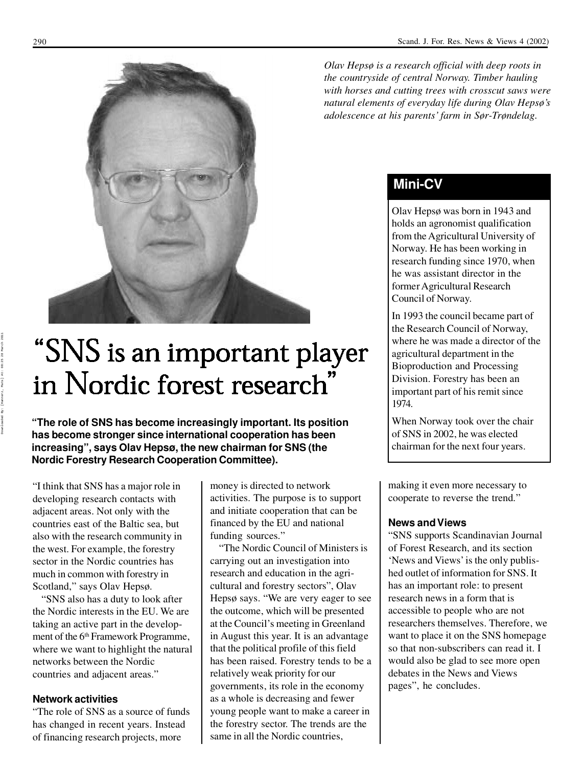*Olav Hepsø is a research official with deep roots in the countryside of central Norway. Timber hauling with horses and cutting trees with crosscut saws were natural elements of everyday life during Olav Hepsø's adolescence at his parents' farm in Sør-Trøndelag.*

## Mini-CV

Olav Hepsø was born in 1943 and holds an agronomist qualification from the Agricultural University of Norway. He has been working in research funding since 1970, when he was assistant director in the former Agricultural Research Council of Norway.

In 1993 the council became part of the Research Council of Norway, where he was made a director of the agricultural department in the Bioproduction and Processing Division. Forestry has been an important part of his remit since 1974.

When Norway took over the chair of SNS in 2002, he was elected chairman for the next four years.

# "SNS is an important player in Nordic forest research"

**"The role of SNS has become increasingly important. Its position has become stronger since international cooperation has been increasing", says Olav Hepsø, the new chairman for SNS (the Nordic Forestry Research Cooperation Committee).**

"I think that SNS has a major role in developing research contacts with adjacent areas. Not only with the countries east of the Baltic sea, but also with the research community in the west. For example, the forestry sector in the Nordic countries has much in common with forestry in Scotland," says Olav Hepsø.

"SNS also has a duty to look after the Nordic interests in the EU. We are taking an active part in the development of the 6th Framework Programme, where we want to highlight the natural networks between the Nordic countries and adjacent areas."

### Network activities

"The role of SNS as a source of funds has changed in recent years. Instead of financing research projects, more money is directed to network activities. The purpose is to support and initiate cooperation that can be financed by the EU and national funding sources."

"The Nordic Council of Ministers is carrying out an investigation into research and education in the agricultural and forestry sectors", Olav Hepsø says. "We are very eager to see the outcome, which will be presented at the Council's meeting in Greenland in August this year. It is an advantage that the political profile of this field has been raised. Forestry tends to be a relatively weak priority for our governments, its role in the economy as a whole is decreasing and fewer young people want to make a career in the forestry sector. The trends are the same in all the Nordic countries, making it even more necessary to cooperate to reverse the trend."

### News and Views

"SNS supports Scandinavian Journal of Forest Research, and its section 'News and Views' is the only published outlet of information for SNS. It has an important role: to present research news in a form that is accessible to people who are not researchers themselves. Therefore, we want to place it on the SNS homepage so that non-subscribers can read it. I would also be glad to see more open debates in the News and Views pages", he concludes.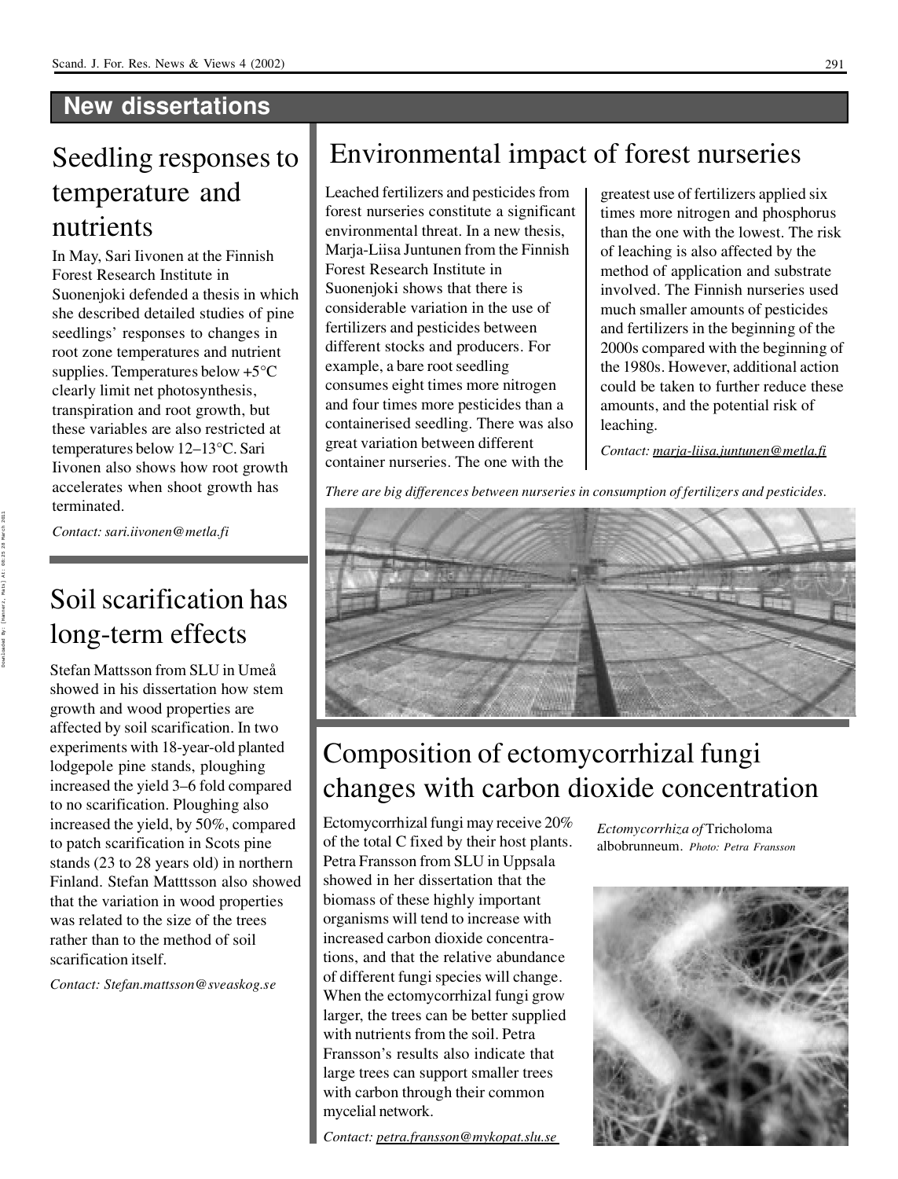## New dissertations

# Seedling responses to temperature and nutrients

In May, Sari Iivonen at the Finnish Forest Research Institute in Suonenjoki defended a thesis in which she described detailed studies of pine seedlings' responses to changes in root zone temperatures and nutrient supplies. Temperatures below +5°C clearly limit net photosynthesis, transpiration and root growth, but these variables are also restricted at temperatures below 12–13°C. Sari Iivonen also shows how root growth accelerates when shoot growth has terminated.

*Contact: sari.iivonen@metla.fi*

# Soil scarification has long-term effects

Stefan Mattsson from SLU in Umeå showed in his dissertation how stem growth and wood properties are affected by soil scarification. In two experiments with 18-year-old planted lodgepole pine stands, ploughing increased the yield 3–6 fold compared to no scarification. Ploughing also increased the yield, by 50%, compared to patch scarification in Scots pine stands (23 to 28 years old) in northern Finland. Stefan Matttsson also showed that the variation in wood properties was related to the size of the trees rather than to the method of soil scarification itself.

*Contact: Stefan.mattsson@sveaskog.se*

# Environmental impact of forest nurseries

Leached fertilizers and pesticides from forest nurseries constitute a significant environmental threat. In a new thesis, Marja-Liisa Juntunen from the Finnish Forest Research Institute in Suonenjoki shows that there is considerable variation in the use of fertilizers and pesticides between different stocks and producers. For example, a bare root seedling consumes eight times more nitrogen and four times more pesticides than a containerised seedling. There was also great variation between different container nurseries. The one with the greatest use of fertilizers applied six times more nitrogen and phosphorus than the one with the lowest. The risk of leaching is also affected by the method of application and substrate involved. The Finnish nurseries used much smaller amounts of pesticides and fertilizers in the beginning of the 2000s compared with the beginning of the 1980s. However, additional action could be taken to further reduce these amounts, and the potential risk of leaching.

*Contact: marja-liisa.juntunen@metla.fi*

*There are big differences between nurseries in consumption of fertilizers and pesticides.*

# Composition of ectomycorrhizal fungi changes with carbon dioxide concentration

Ectomycorrhizal fungi may receive 20% of the total C fixed by their host plants. Petra Fransson from SLU in Uppsala showed in her dissertation that the biomass of these highly important organisms will tend to increase with increased carbon dioxide concentrations, and that the relative abundance of different fungi species will change. When the ectomycorrhizal fungi grow larger, the trees can be better supplied with nutrients from the soil. Petra Fransson's results also indicate that large trees can support smaller trees with carbon through their common mycelial network.

*Contact: petra.fransson@mykopat.slu.se*

*Ectomycorrhiza of* Tricholoma albobrunneum. *Photo: Petra Fransson*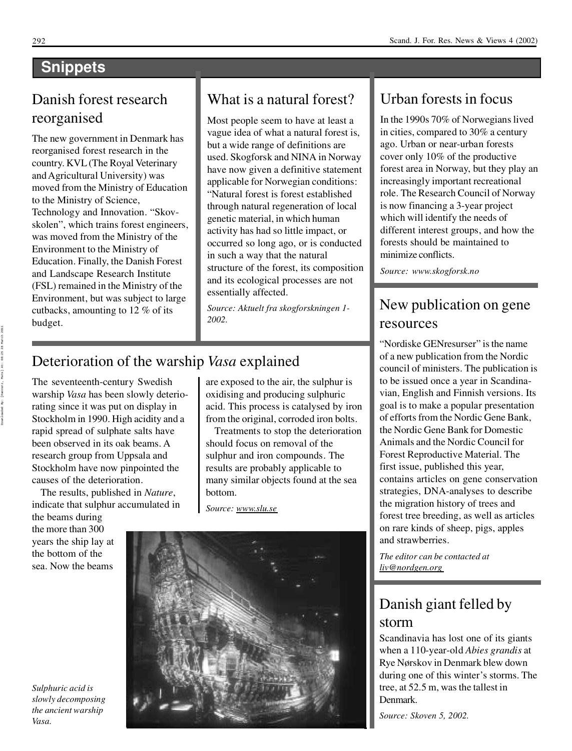# Snippets

## Danish forest research reorganised

The new government in Denmark has reorganised forest research in the country. KVL (The Royal Veterinary and Agricultural University) was moved from the Ministry of Education to the Ministry of Science, Technology and Innovation. "Skovskolen", which trains forest engineers, was moved from the Ministry of the Environment to the Ministry of Education. Finally, the Danish Forest and Landscape Research Institute (FSL) remained in the Ministry of the Environment, but was subject to large cutbacks, amounting to 12 % of its budget.

## What is a natural forest?

Most people seem to have at least a vague idea of what a natural forest is, but a wide range of definitions are used. Skogforsk and NINA in Norway have now given a definitive statement applicable for Norwegian conditions: "Natural forest is forest established through natural regeneration of local genetic material, in which human activity has had so little impact, or occurred so long ago, or is conducted in such a way that the natural structure of the forest, its composition and its ecological processes are not essentially affected.

*Source: Aktuelt fra skogforskningen 1-2002.*

## Urban forests in focus

In the 1990s 70% of Norwegians lived in cities, compared to 30% a century ago. Urban or near-urban forests cover only 10% of the productive forest area in Norway, but they play an increasingly important recreational role. The Research Council of Norway is now financing a 3-year project which will identify the needs of different interest groups, and how the forests should be maintained to minimize conflicts.

*Source: www.skogforsk.no*

## Deterioration of the warship *Vasa* explained

The seventeenth-century Swedish warship *Vasa* has been slowly deteriorating since it was put on display in Stockholm in 1990. High acidity and a rapid spread of sulphate salts have been observed in its oak beams. A research group from Uppsala and Stockholm have now pinpointed the causes of the deterioration.

The results, published in *Nature*, indicate that sulphur accumulated in the beams during the more than 300 years the ship lay at the bottom of the sea. Now the beams are exposed to the air, the sulphur is oxidising and producing sulphuric acid. This process is catalysed by iron from the original, corroded iron bolts.

Treatments to stop the deterioration should focus on removal of the sulphur and iron compounds. The results are probably applicable to many similar objects found at the sea bottom.

*Source: www.slu.se*

*Sulphuric acid is slowly decomposing the ancient warship Vasa.*

## New publication on gene resources

"Nordiske GENresurser" is the name of a new publication from the Nordic council of ministers. The publication is to be issued once a year in Scandinavian, English and Finnish versions. Its goal is to make a popular presentation of efforts from the Nordic Gene Bank, the Nordic Gene Bank for Domestic Animals and the Nordic Council for Forest Reproductive Material. The first issue, published this year, contains articles on gene conservation strategies, DNA-analyses to describe the migration history of trees and forest tree breeding, as well as articles on rare kinds of sheep, pigs, apples and strawberries.

*The editor can be contacted at liv@nordgen.org*

## Danish giant felled by storm

Scandinavia has lost one of its giants when a 110-year-old *Abies grandis* at Rye Nørskov in Denmark blew down during one of this winter's storms. The tree, at 52.5 m, was the tallest in Denmark.

*Source: Skoven 5, 2002.*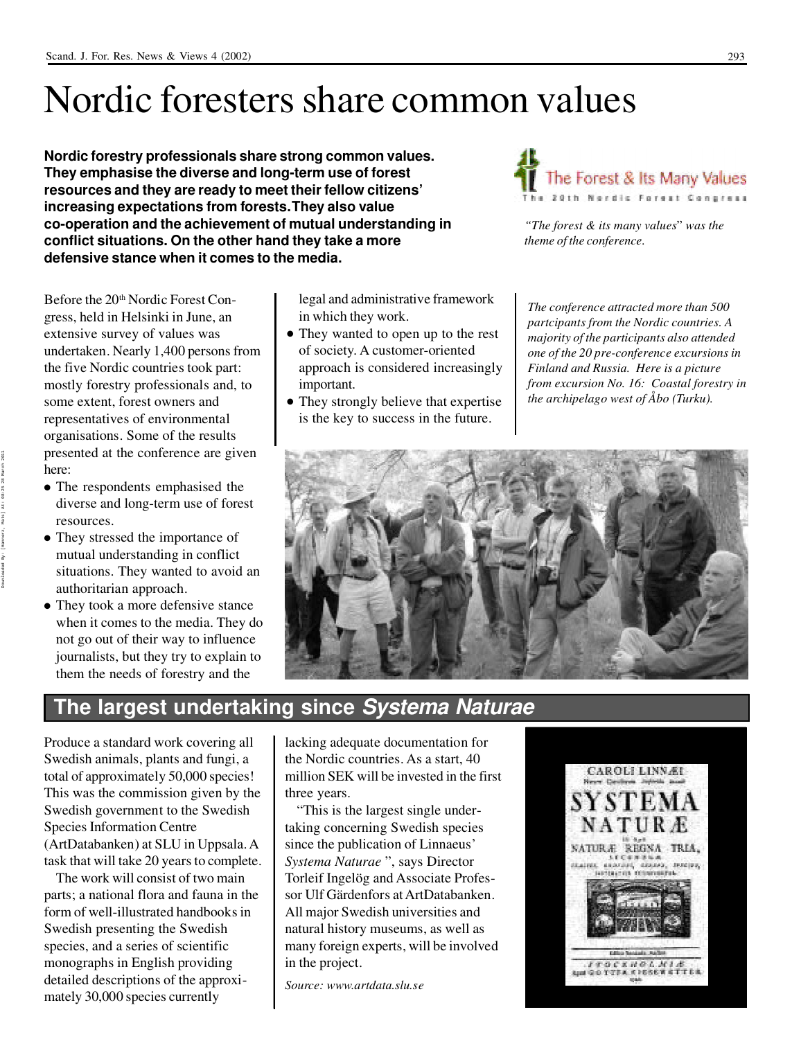# Nordic foresters share common values

**Nordic forestry professionals share strong common values. They emphasise the diverse and long-term use of forest resources and they are ready to meet their fellow citizens' increasing expectations from forests. They also value co-operation and the achievement of mutual understanding in conflict situations. On the other hand they take a more defensive stance when it comes to the media.**

*"The forest & its many values" was the theme of the conference.*

Before the 20th Nordic Forest Congress, held in Helsinki in June, an extensive survey of values was undertaken. Nearly 1,400 persons from the five Nordic countries took part: mostly forestry professionals and, to some extent, forest owners and representatives of environmental organisations. Some of the results presented at the conference are given here:

- The respondents emphasised the diverse and long-term use of forest resources.
- They stressed the importance of mutual understanding in conflict situations. They wanted to avoid an authoritarian approach.
- They took a more defensive stance when it comes to the media. They do not go out of their way to influence journalists, but they try to explain to them the needs of forestry and the legal and administrative framework in which they work.
- They wanted to open up to the rest of society. A customer-oriented approach is considered increasingly important.
- They strongly believe that expertise is the key to success in the future.

*The conference attracted more than 500 partcipants from the Nordic countries. A majority of the participants also attended one of the 20 pre-conference excursions in Finland and Russia. Here is a picture from excursion No. 16: Coastal forestry in the archipelago west of Åbo (Turku).*

## The largest undertaking since *Systema Naturae*

Produce a standard work covering all Swedish animals, plants and fungi, a total of approximately 50,000 species! This was the commission given by the Swedish government to the Swedish Species Information Centre (ArtDatabanken) at SLU in Uppsala. A task that will take 20 years to complete.

The work will consist of two main parts; a national flora and fauna in the form of well-illustrated handbooks in Swedish presenting the Swedish species, and a series of scientific monographs in English providing detailed descriptions of the approximately 30,000 species currently lacking adequate documentation for the Nordic countries. As a start, 40 million SEK will be invested in the first three years.

"This is the largest single undertaking concerning Swedish species since the publication of Linnaeus' *Systema Naturae* ", says Director Torleif Ingelög and Associate Professor Ulf Gärdenfors at ArtDatabanken. All major Swedish universities and natural history museums, as well as many foreign experts, will be involved in the project.

*Source: www.artdata.slu.se*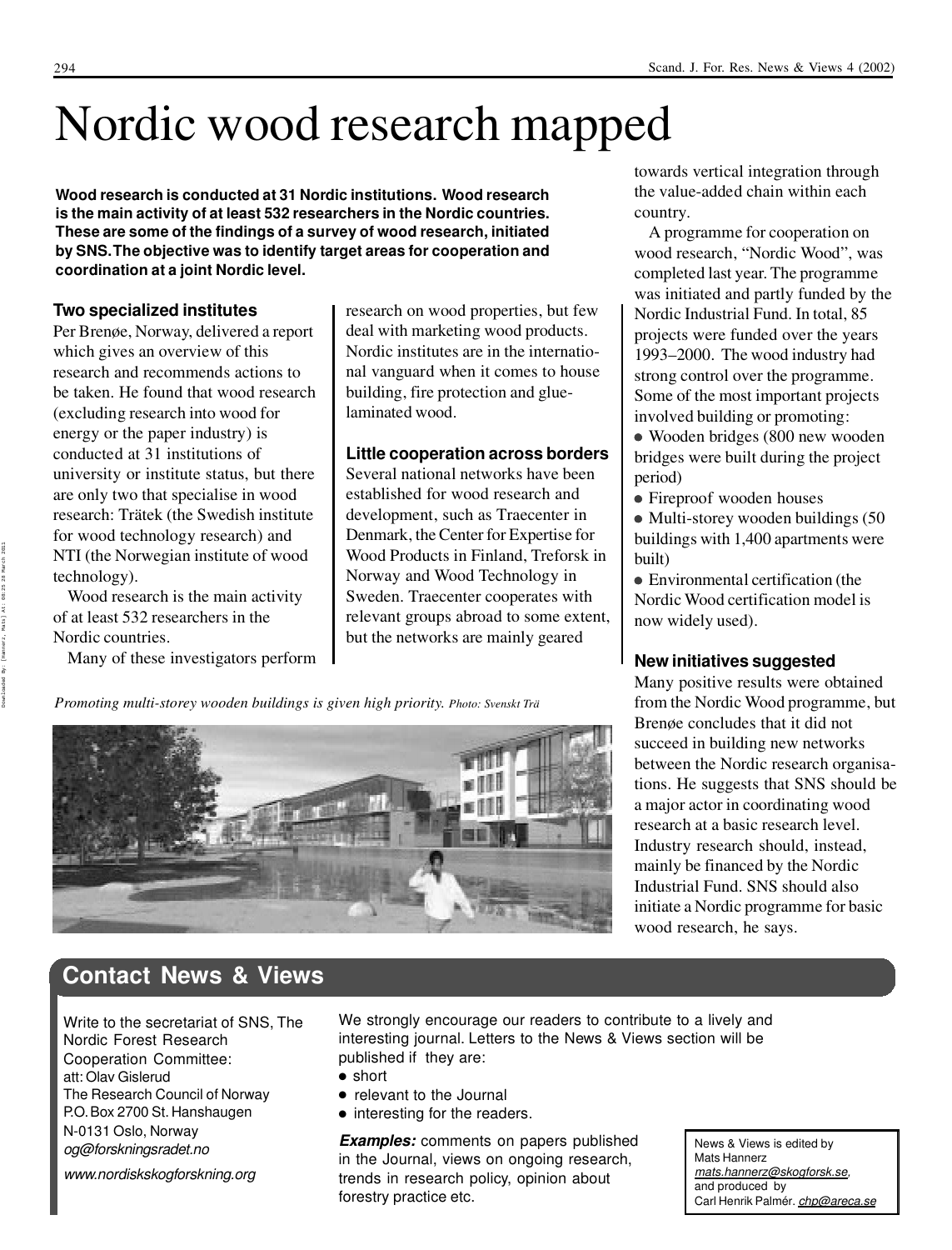# Nordic wood research mapped

**Wood research is conducted at 31 Nordic institutions. Wood research is the main activity of at least 532 researchers in the Nordic countries. These are some of the findings of a survey of wood research, initiated by SNS. The objective was to identify target areas for cooperation and coordination at a joint Nordic level.**

### Two specialized institutes

Per Brenøe, Norway, delivered a report which gives an overview of this research and recommends actions to be taken. He found that wood research (excluding research into wood for energy or the paper industry) is conducted at 31 institutions of university or institute status, but there are only two that specialise in wood research: Trätek (the Swedish institute for wood technology research) and NTI (the Norwegian institute of wood technology).

Wood research is the main activity of at least 532 researchers in the Nordic countries.

Many of these investigators perform research on wood properties, but few deal with marketing wood products. Nordic institutes are in the international vanguard when it comes to house building, fire protection and glue-laminated wood.

### Little cooperation across borders

Several national networks have been established for wood research and development, such as Traecenter in Denmark, the Center for Expertise for Wood Products in Finland, Treforsk in Norway and Wood Technology in Sweden. Traecenter cooperates with relevant groups abroad to some extent, but the networks are mainly geared towards vertical integration through the value-added chain within each country.

A programme for cooperation on wood research, "Nordic Wood", was completed last year. The programme was initiated and partly funded by the Nordic Industrial Fund. In total, 85 projects were funded over the years 1993–2000. The wood industry had strong control over the programme. Some of the most important projects involved building or promoting:

- Wooden bridges (800 new wooden bridges were built during the project period)
- Fireproof wooden houses
- Multi-storey wooden buildings (50 buildings with 1,400 apartments were built)
- Environmental certification (the Nordic Wood certification model is now widely used).

*Promoting multi-storey wooden buildings is given high priority. Photo: Svenskt Trä*

### New initiatives suggested

Many positive results were obtained from the Nordic Wood programme, but Brenøe concludes that it did not succeed in building new networks between the Nordic research organisations. He suggests that SNS should be a major actor in coordinating wood research at a basic research level. Industry research should, instead, mainly be financed by the Nordic Industrial Fund. SNS should also initiate a Nordic programme for basic wood research, he says.

## Contact News & Views

Write to the secretariat of SNS, The Nordic Forest Research Cooperation Committee:
att: Olav Gislerud
The Research Council of Norway
P.O. Box 2700 St. Hanshaugen
N-0131 Oslo, Norway
*og@forskningsradet.no*

*www.nordiskskogforskning.org*

We strongly encourage our readers to contribute to a lively and interesting journal. Letters to the News & Views section will be published if they are:

- short
- relevant to the Journal
- interesting for the readers.

***Examples:*** comments on papers published in the Journal, views on ongoing research, trends in research policy, opinion about forestry practice etc.

News & Views is edited by Mats Hannerz *mats.hannerz@skogforsk.se*, and produced by Carl Henrik Palmér. *chp@areca.se*